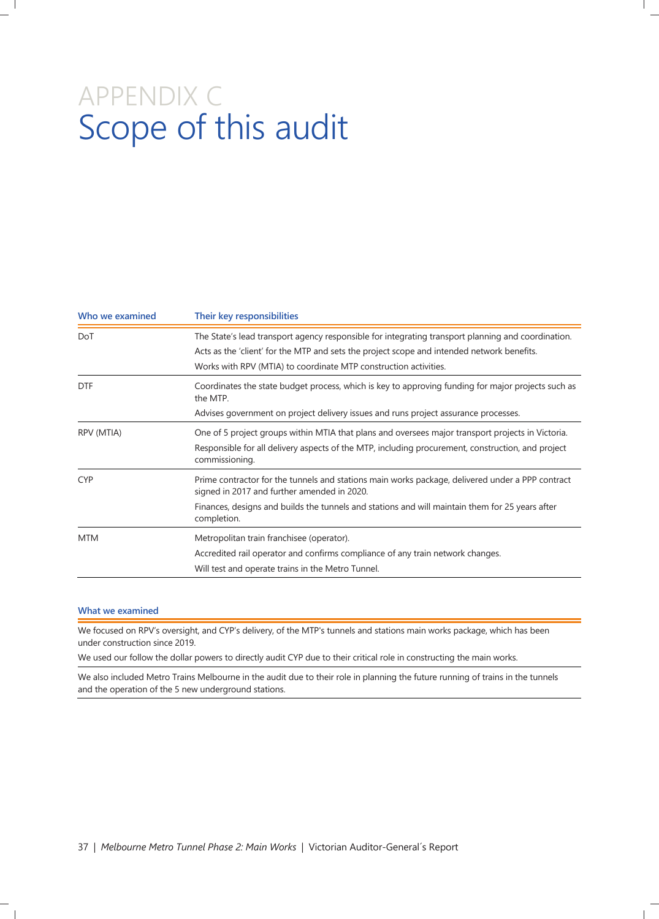# APPENDIX C
# Scope of this audit

| Who we examined | Their key responsibilities |
| --- | --- |
| DoT | The State's lead transport agency responsible for integrating transport planning and coordination.<br>Acts as the 'client' for the MTP and sets the project scope and intended network benefits.<br>Works with RPV (MTIA) to coordinate MTP construction activities. |
| DTF | Coordinates the state budget process, which is key to approving funding for major projects such as the MTP.<br>Advises government on project delivery issues and runs project assurance processes. |
| RPV (MTIA) | One of 5 project groups within MTIA that plans and oversees major transport projects in Victoria.<br>Responsible for all delivery aspects of the MTP, including procurement, construction, and project commissioning. |
| CYP | Prime contractor for the tunnels and stations main works package, delivered under a PPP contract signed in 2017 and further amended in 2020.<br>Finances, designs and builds the tunnels and stations and will maintain them for 25 years after completion. |
| MTM | Metropolitan train franchisee (operator).<br>Accredited rail operator and confirms compliance of any train network changes.<br>Will test and operate trains in the Metro Tunnel. |

| What we examined |
| --- |
| We focused on RPV's oversight, and CYP's delivery, of the MTP's tunnels and stations main works package, which has been under construction since 2019.<br>We used our follow the dollar powers to directly audit CYP due to their critical role in constructing the main works. |
| We also included Metro Trains Melbourne in the audit due to their role in planning the future running of trains in the tunnels and the operation of the 5 new underground stations. |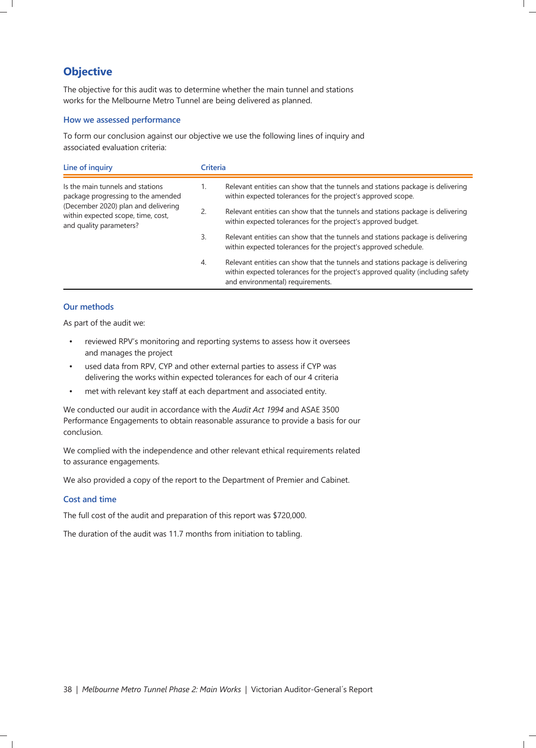## Objective

The objective for this audit was to determine whether the main tunnel and stations works for the Melbourne Metro Tunnel are being delivered as planned.

### How we assessed performance

To form our conclusion against our objective we use the following lines of inquiry and associated evaluation criteria:

| Line of inquiry | Criteria | |
|---|---|---|
| Is the main tunnels and stations package progressing to the amended (December 2020) plan and delivering within expected scope, time, cost, and quality parameters? | 1. | Relevant entities can show that the tunnels and stations package is delivering within expected tolerances for the project's approved scope. |
| | 2. | Relevant entities can show that the tunnels and stations package is delivering within expected tolerances for the project's approved budget. |
| | 3. | Relevant entities can show that the tunnels and stations package is delivering within expected tolerances for the project's approved schedule. |
| | 4. | Relevant entities can show that the tunnels and stations package is delivering within expected tolerances for the project's approved quality (including safety and environmental) requirements. |

### Our methods

As part of the audit we:

- reviewed RPV's monitoring and reporting systems to assess how it oversees and manages the project
- used data from RPV, CYP and other external parties to assess if CYP was delivering the works within expected tolerances for each of our 4 criteria
- met with relevant key staff at each department and associated entity.

We conducted our audit in accordance with the *Audit Act 1994* and ASAE 3500 Performance Engagements to obtain reasonable assurance to provide a basis for our conclusion.

We complied with the independence and other relevant ethical requirements related to assurance engagements.

We also provided a copy of the report to the Department of Premier and Cabinet.

### Cost and time

The full cost of the audit and preparation of this report was $720,000.

The duration of the audit was 11.7 months from initiation to tabling.